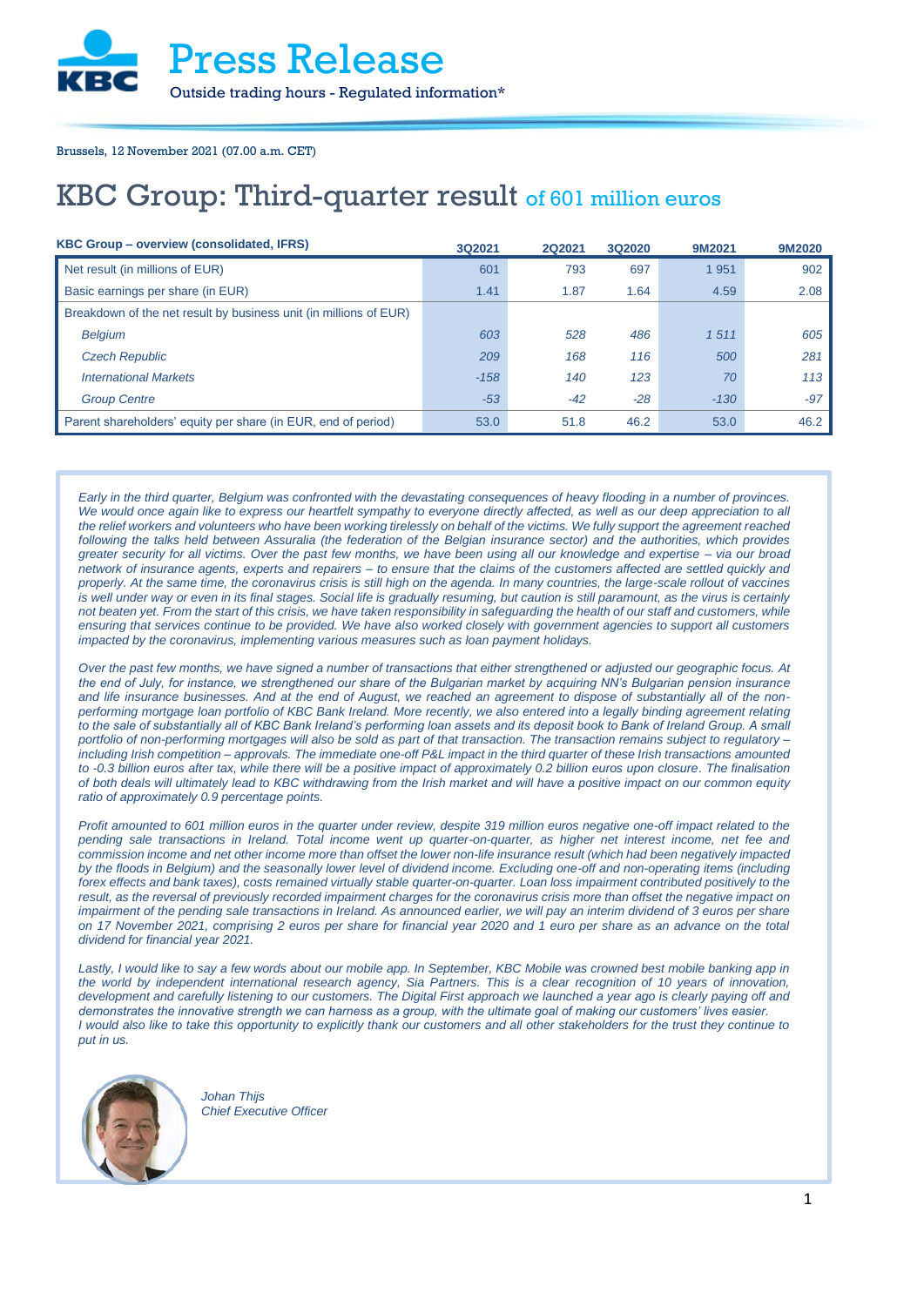# Press Release

Outside trading hours - Regulated information*

Brussels, 12 November 2021 (07.00 a.m. CET)

# KBC Group: Third-quarter result of 601 million euros

| KBC Group – overview (consolidated, IFRS) | 3Q2021 | 2Q2021 | 3Q2020 | 9M2021 | 9M2020 |
|---|---|---|---|---|---|
| Net result (in millions of EUR) | 601 | 793 | 697 | 1 951 | 902 |
| Basic earnings per share (in EUR) | 1.41 | 1.87 | 1.64 | 4.59 | 2.08 |
| Breakdown of the net result by business unit (in millions of EUR) | | | | | |
| *Belgium* | *603* | *528* | *486* | *1 511* | *605* |
| *Czech Republic* | *209* | *168* | *116* | *500* | *281* |
| *International Markets* | *-158* | *140* | *123* | *70* | *113* |
| *Group Centre* | *-53* | *-42* | *-28* | *-130* | *-97* |
| Parent shareholders' equity per share (in EUR, end of period) | 53.0 | 51.8 | 46.2 | 53.0 | 46.2 |

*Early in the third quarter, Belgium was confronted with the devastating consequences of heavy flooding in a number of provinces. We would once again like to express our heartfelt sympathy to everyone directly affected, as well as our deep appreciation to all the relief workers and volunteers who have been working tirelessly on behalf of the victims. We fully support the agreement reached following the talks held between Assuralia (the federation of the Belgian insurance sector) and the authorities, which provides greater security for all victims. Over the past few months, we have been using all our knowledge and expertise – via our broad network of insurance agents, experts and repairers – to ensure that the claims of the customers affected are settled quickly and properly. At the same time, the coronavirus crisis is still high on the agenda. In many countries, the large-scale rollout of vaccines is well under way or even in its final stages. Social life is gradually resuming, but caution is still paramount, as the virus is certainly not beaten yet. From the start of this crisis, we have taken responsibility in safeguarding the health of our staff and customers, while ensuring that services continue to be provided. We have also worked closely with government agencies to support all customers impacted by the coronavirus, implementing various measures such as loan payment holidays.*

*Over the past few months, we have signed a number of transactions that either strengthened or adjusted our geographic focus. At the end of July, for instance, we strengthened our share of the Bulgarian market by acquiring NN's Bulgarian pension insurance and life insurance businesses. And at the end of August, we reached an agreement to dispose of substantially all of the non-performing mortgage loan portfolio of KBC Bank Ireland. More recently, we also entered into a legally binding agreement relating to the sale of substantially all of KBC Bank Ireland's performing loan assets and its deposit book to Bank of Ireland Group. A small portfolio of non-performing mortgages will also be sold as part of that transaction. The transaction remains subject to regulatory – including Irish competition – approvals. The immediate one-off P&L impact in the third quarter of these Irish transactions amounted to -0.3 billion euros after tax, while there will be a positive impact of approximately 0.2 billion euros upon closure. The finalisation of both deals will ultimately lead to KBC withdrawing from the Irish market and will have a positive impact on our common equity ratio of approximately 0.9 percentage points.*

*Profit amounted to 601 million euros in the quarter under review, despite 319 million euros negative one-off impact related to the pending sale transactions in Ireland. Total income went up quarter-on-quarter, as higher net interest income, net fee and commission income and net other income more than offset the lower non-life insurance result (which had been negatively impacted by the floods in Belgium) and the seasonally lower level of dividend income. Excluding one-off and non-operating items (including forex effects and bank taxes), costs remained virtually stable quarter-on-quarter. Loan loss impairment contributed positively to the result, as the reversal of previously recorded impairment charges for the coronavirus crisis more than offset the negative impact on impairment of the pending sale transactions in Ireland. As announced earlier, we will pay an interim dividend of 3 euros per share on 17 November 2021, comprising 2 euros per share for financial year 2020 and 1 euro per share as an advance on the total dividend for financial year 2021.*

*Lastly, I would like to say a few words about our mobile app. In September, KBC Mobile was crowned best mobile banking app in the world by independent international research agency, Sia Partners. This is a clear recognition of 10 years of innovation, development and carefully listening to our customers. The Digital First approach we launched a year ago is clearly paying off and demonstrates the innovative strength we can harness as a group, with the ultimate goal of making our customers' lives easier. I would also like to take this opportunity to explicitly thank our customers and all other stakeholders for the trust they continue to put in us.*

*Johan Thijs*
*Chief Executive Officer*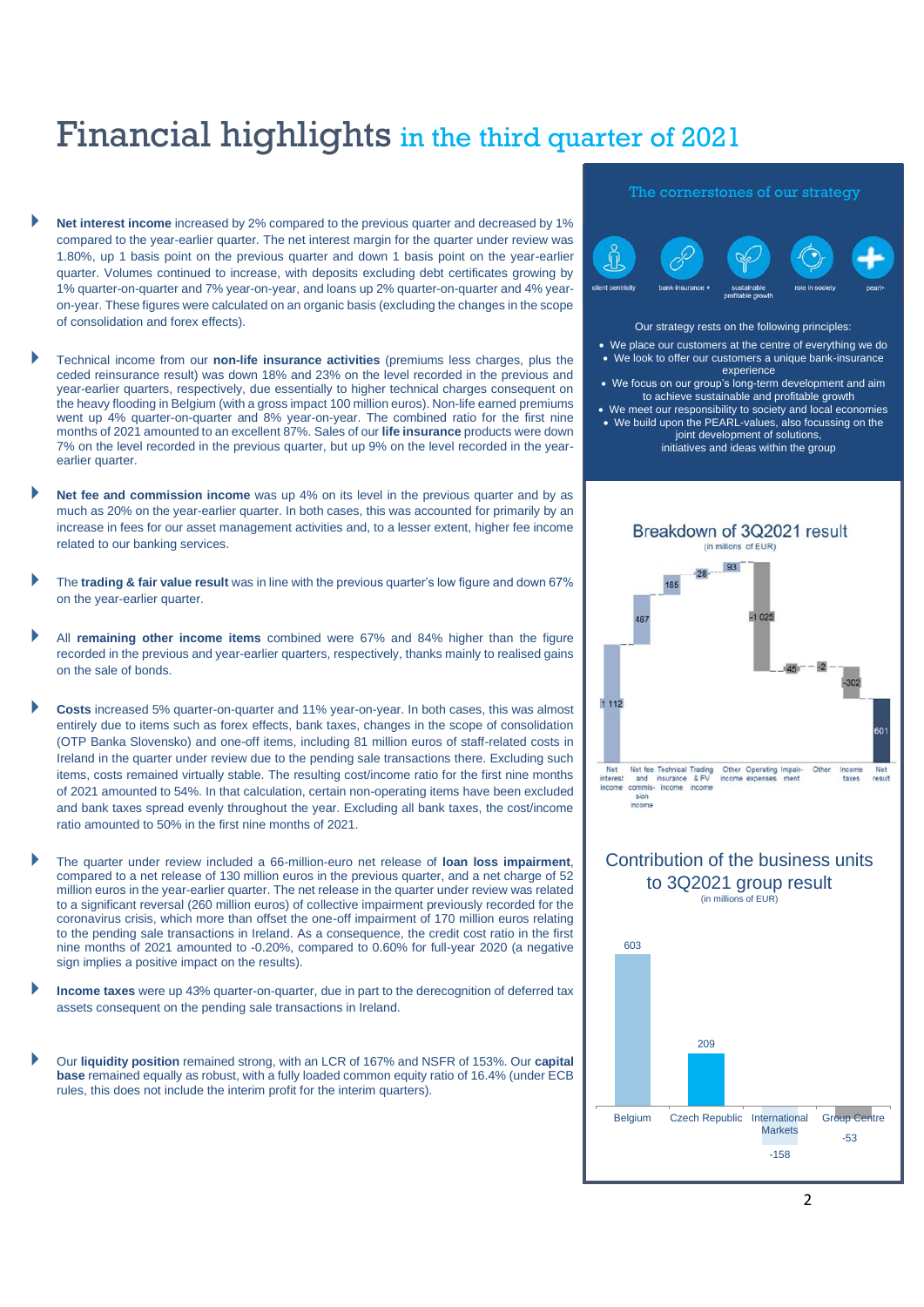# Financial highlights in the third quarter of 2021

- **Net interest income** increased by 2% compared to the previous quarter and decreased by 1% compared to the year-earlier quarter. The net interest margin for the quarter under review was 1.80%, up 1 basis point on the previous quarter and down 1 basis point on the year-earlier quarter. Volumes continued to increase, with deposits excluding debt certificates growing by 1% quarter-on-quarter and 7% year-on-year, and loans up 2% quarter-on-quarter and 4% year-on-year. These figures were calculated on an organic basis (excluding the changes in the scope of consolidation and forex effects).

- Technical income from our **non-life insurance activities** (premiums less charges, plus the ceded reinsurance result) was down 18% and 23% on the level recorded in the previous and year-earlier quarters, respectively, due essentially to higher technical charges consequent on the heavy flooding in Belgium (with a gross impact 100 million euros). Non-life earned premiums went up 4% quarter-on-quarter and 8% year-on-year. The combined ratio for the first nine months of 2021 amounted to an excellent 87%. Sales of our **life insurance** products were down 7% on the level recorded in the previous quarter, but up 9% on the level recorded in the year-earlier quarter.

- **Net fee and commission income** was up 4% on its level in the previous quarter and by as much as 20% on the year-earlier quarter. In both cases, this was accounted for primarily by an increase in fees for our asset management activities and, to a lesser extent, higher fee income related to our banking services.

- The **trading & fair value result** was in line with the previous quarter's low figure and down 67% on the year-earlier quarter.

- All **remaining other income items** combined were 67% and 84% higher than the figure recorded in the previous and year-earlier quarters, respectively, thanks mainly to realised gains on the sale of bonds.

- **Costs** increased 5% quarter-on-quarter and 11% year-on-year. In both cases, this was almost entirely due to items such as forex effects, bank taxes, changes in the scope of consolidation (OTP Banka Slovensko) and one-off items, including 81 million euros of staff-related costs in Ireland in the quarter under review due to the pending sale transactions there. Excluding such items, costs remained virtually stable. The resulting cost/income ratio for the first nine months of 2021 amounted to 54%. In that calculation, certain non-operating items have been excluded and bank taxes spread evenly throughout the year. Excluding all bank taxes, the cost/income ratio amounted to 50% in the first nine months of 2021.

- The quarter under review included a 66-million-euro net release of **loan loss impairment**, compared to a net release of 130 million euros in the previous quarter, and a net charge of 52 million euros in the year-earlier quarter. The net release in the quarter under review was related to a significant reversal (260 million euros) of collective impairment previously recorded for the coronavirus crisis, which more than offset the one-off impairment of 170 million euros relating to the pending sale transactions in Ireland. As a consequence, the credit cost ratio in the first nine months of 2021 amounted to -0.20%, compared to 0.60% for full-year 2020 (a negative sign implies a positive impact on the results).

- **Income taxes** were up 43% quarter-on-quarter, due in part to the derecognition of deferred tax assets consequent on the pending sale transactions in Ireland.

- Our **liquidity position** remained strong, with an LCR of 167% and NSFR of 153%. Our **capital base** remained equally as robust, with a fully loaded common equity ratio of 16.4% (under ECB rules, this does not include the interim profit for the interim quarters).

## The cornerstones of our strategy

client centricity | bank-insurance + | sustainable profitable growth | role in society | pearl+

Our strategy rests on the following principles:

- We place our customers at the centre of everything we do
- We look to offer our customers a unique bank-insurance experience
- We focus on our group's long-term development and aim to achieve sustainable and profitable growth
- We meet our responsibility to society and local economies
- We build upon the PEARL-values, also focussing on the joint development of solutions, initiatives and ideas within the group

## Breakdown of 3Q2021 result

(in millions of EUR)

| Item | Amount |
|---|---|
| Net interest income | 1 112 |
| Net fee and commission income | 467 |
| Technical insurance income | 165 |
| Trading & FV income | 28 |
| Other income | 93 |
| Operating expenses | -1 025 |
| Impairment | 66 |
| Other | -2 |
| Income taxes | -302 |
| Net result | 601 |

## Contribution of the business units to 3Q2021 group result

(in millions of EUR)

| Business unit | Amount |
|---|---|
| Belgium | 603 |
| Czech Republic | 209 |
| International Markets | -158 |
| Group Centre | -53 |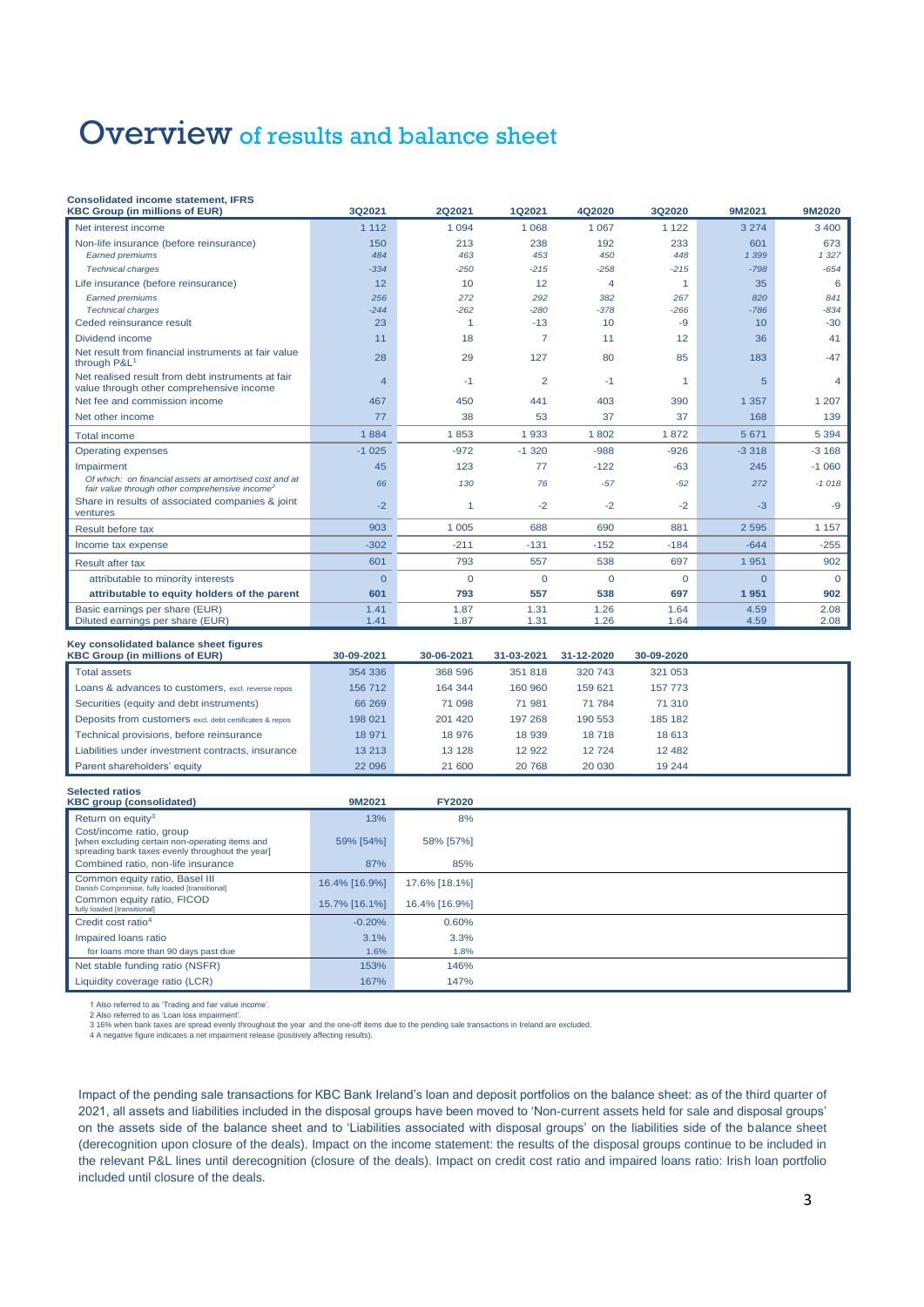# Overview of results and balance sheet

| Consolidated income statement, IFRS KBC Group (in millions of EUR) | 3Q2021 | 2Q2021 | 1Q2021 | 4Q2020 | 3Q2020 | 9M2021 | 9M2020 |
|---|---|---|---|---|---|---|---|
| Net interest income | 1 112 | 1 094 | 1 068 | 1 067 | 1 122 | 3 274 | 3 400 |
| Non-life insurance (before reinsurance) | 150 | 213 | 238 | 192 | 233 | 601 | 673 |
| *Earned premiums* | *484* | *463* | *453* | *450* | *448* | *1 399* | *1 327* |
| *Technical charges* | *-334* | *-250* | *-215* | *-258* | *-215* | *-798* | *-654* |
| Life insurance (before reinsurance) | 12 | 10 | 12 | 4 | 1 | 35 | 6 |
| *Earned premiums* | *256* | *272* | *292* | *382* | *267* | *820* | *841* |
| *Technical charges* | *-244* | *-262* | *-280* | *-378* | *-266* | *-786* | *-834* |
| Ceded reinsurance result | 23 | 1 | -13 | 10 | -9 | 10 | -30 |
| Dividend income | 11 | 18 | 7 | 11 | 12 | 36 | 41 |
| Net result from financial instruments at fair value through P&L[1] | 28 | 29 | 127 | 80 | 85 | 183 | -47 |
| Net realised result from debt instruments at fair value through other comprehensive income | 4 | -1 | 2 | -1 | 1 | 5 | 4 |
| Net fee and commission income | 467 | 450 | 441 | 403 | 390 | 1 357 | 1 207 |
| Net other income | 77 | 38 | 53 | 37 | 37 | 168 | 139 |
| Total income | 1 884 | 1 853 | 1 933 | 1 802 | 1 872 | 5 671 | 5 394 |
| Operating expenses | -1 025 | -972 | -1 320 | -988 | -926 | -3 318 | -3 168 |
| Impairment | 45 | 123 | 77 | -122 | -63 | 245 | -1 060 |
| *Of which: on financial assets at amortised cost and at fair value through other comprehensive income[2]* | *66* | *130* | *76* | *-57* | *-52* | *272* | *-1 018* |
| Share in results of associated companies & joint ventures | -2 | 1 | -2 | -2 | -2 | -3 | -9 |
| Result before tax | 903 | 1 005 | 688 | 690 | 881 | 2 595 | 1 157 |
| Income tax expense | -302 | -211 | -131 | -152 | -184 | -644 | -255 |
| Result after tax | 601 | 793 | 557 | 538 | 697 | 1 951 | 902 |
| attributable to minority interests | 0 | 0 | 0 | 0 | 0 | 0 | 0 |
| **attributable to equity holders of the parent** | **601** | **793** | **557** | **538** | **697** | **1 951** | **902** |
| Basic earnings per share (EUR) | 1.41 | 1.87 | 1.31 | 1.26 | 1.64 | 4.59 | 2.08 |
| Diluted earnings per share (EUR) | 1.41 | 1.87 | 1.31 | 1.26 | 1.64 | 4.59 | 2.08 |

| Key consolidated balance sheet figures KBC Group (in millions of EUR) | 30-09-2021 | 30-06-2021 | 31-03-2021 | 31-12-2020 | 30-09-2020 |
|---|---|---|---|---|---|
| Total assets | 354 336 | 368 596 | 351 818 | 320 743 | 321 053 |
| Loans & advances to customers, excl. reverse repos | 156 712 | 164 344 | 160 960 | 159 621 | 157 773 |
| Securities (equity and debt instruments) | 66 269 | 71 098 | 71 981 | 71 784 | 71 310 |
| Deposits from customers excl. debt certificates & repos | 198 021 | 201 420 | 197 268 | 190 553 | 185 182 |
| Technical provisions, before reinsurance | 18 971 | 18 976 | 18 939 | 18 718 | 18 613 |
| Liabilities under investment contracts, insurance | 13 213 | 13 128 | 12 922 | 12 724 | 12 482 |
| Parent shareholders' equity | 22 096 | 21 600 | 20 768 | 20 030 | 19 244 |

| Selected ratios KBC group (consolidated) | 9M2021 | FY2020 |
|---|---|---|
| Return on equity[3] | 13% | 8% |
| Cost/income ratio, group [when excluding certain non-operating items and spreading bank taxes evenly throughout the year] | 59% [54%] | 58% [57%] |
| Combined ratio, non-life insurance | 87% | 85% |
| Common equity ratio, Basel III Danish Compromise, fully loaded [transitional] | 16.4% [16.9%] | 17.6% [18.1%] |
| Common equity ratio, FICOD fully loaded [transitional] | 15.7% [16.1%] | 16.4% [16.9%] |
| Credit cost ratio[4] | -0.20% | 0.60% |
| Impaired loans ratio | 3.1% | 3.3% |
| for loans more than 90 days past due | 1.6% | 1.8% |
| Net stable funding ratio (NSFR) | 153% | 146% |
| Liquidity coverage ratio (LCR) | 167% | 147% |

1 Also referred to as 'Trading and fair value income'.
2 Also referred to as 'Loan loss impairment'.
3 16% when bank taxes are spread evenly throughout the year and the one-off items due to the pending sale transactions in Ireland are excluded.
4 A negative figure indicates a net impairment release (positively affecting results).

Impact of the pending sale transactions for KBC Bank Ireland's loan and deposit portfolios on the balance sheet: as of the third quarter of 2021, all assets and liabilities included in the disposal groups have been moved to 'Non-current assets held for sale and disposal groups' on the assets side of the balance sheet and to 'Liabilities associated with disposal groups' on the liabilities side of the balance sheet (derecognition upon closure of the deals). Impact on the income statement: the results of the disposal groups continue to be included in the relevant P&L lines until derecognition (closure of the deals). Impact on credit cost ratio and impaired loans ratio: Irish loan portfolio included until closure of the deals.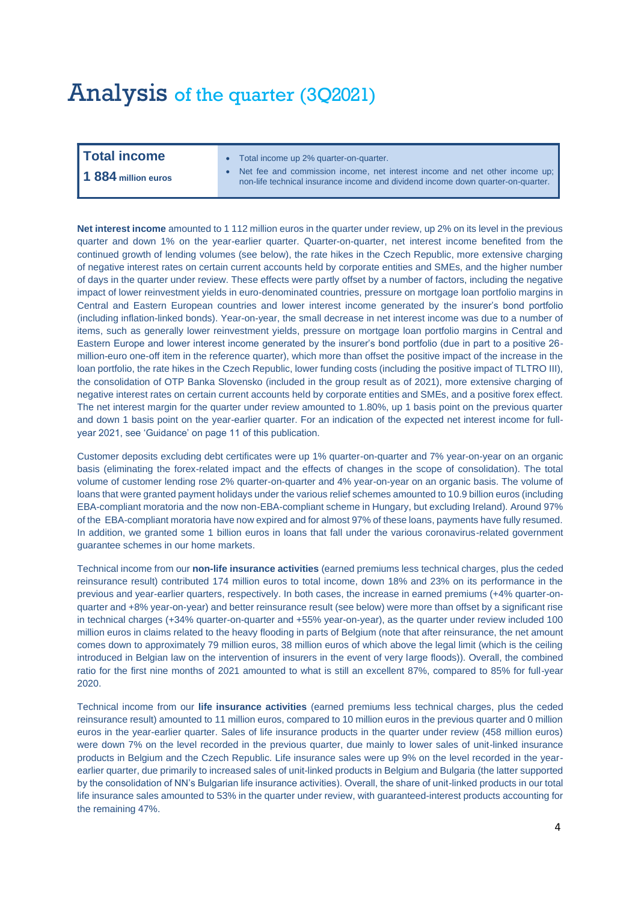# Analysis of the quarter (3Q2021)

| **Total income** | |
|---|---|
| **1 884** million euros | • Total income up 2% quarter-on-quarter.<br>• Net fee and commission income, net interest income and net other income up; non-life technical insurance income and dividend income down quarter-on-quarter. |

**Net interest income** amounted to 1 112 million euros in the quarter under review, up 2% on its level in the previous quarter and down 1% on the year-earlier quarter. Quarter-on-quarter, net interest income benefited from the continued growth of lending volumes (see below), the rate hikes in the Czech Republic, more extensive charging of negative interest rates on certain current accounts held by corporate entities and SMEs, and the higher number of days in the quarter under review. These effects were partly offset by a number of factors, including the negative impact of lower reinvestment yields in euro-denominated countries, pressure on mortgage loan portfolio margins in Central and Eastern European countries and lower interest income generated by the insurer's bond portfolio (including inflation-linked bonds). Year-on-year, the small decrease in net interest income was due to a number of items, such as generally lower reinvestment yields, pressure on mortgage loan portfolio margins in Central and Eastern Europe and lower interest income generated by the insurer's bond portfolio (due in part to a positive 26-million-euro one-off item in the reference quarter), which more than offset the positive impact of the increase in the loan portfolio, the rate hikes in the Czech Republic, lower funding costs (including the positive impact of TLTRO III), the consolidation of OTP Banka Slovensko (included in the group result as of 2021), more extensive charging of negative interest rates on certain current accounts held by corporate entities and SMEs, and a positive forex effect. The net interest margin for the quarter under review amounted to 1.80%, up 1 basis point on the previous quarter and down 1 basis point on the year-earlier quarter. For an indication of the expected net interest income for full-year 2021, see 'Guidance' on page 11 of this publication.

Customer deposits excluding debt certificates were up 1% quarter-on-quarter and 7% year-on-year on an organic basis (eliminating the forex-related impact and the effects of changes in the scope of consolidation). The total volume of customer lending rose 2% quarter-on-quarter and 4% year-on-year on an organic basis. The volume of loans that were granted payment holidays under the various relief schemes amounted to 10.9 billion euros (including EBA-compliant moratoria and the now non-EBA-compliant scheme in Hungary, but excluding Ireland). Around 97% of the EBA-compliant moratoria have now expired and for almost 97% of these loans, payments have fully resumed. In addition, we granted some 1 billion euros in loans that fall under the various coronavirus-related government guarantee schemes in our home markets.

Technical income from our **non-life insurance activities** (earned premiums less technical charges, plus the ceded reinsurance result) contributed 174 million euros to total income, down 18% and 23% on its performance in the previous and year-earlier quarters, respectively. In both cases, the increase in earned premiums (+4% quarter-on-quarter and +8% year-on-year) and better reinsurance result (see below) were more than offset by a significant rise in technical charges (+34% quarter-on-quarter and +55% year-on-year), as the quarter under review included 100 million euros in claims related to the heavy flooding in parts of Belgium (note that after reinsurance, the net amount comes down to approximately 79 million euros, 38 million euros of which above the legal limit (which is the ceiling introduced in Belgian law on the intervention of insurers in the event of very large floods)). Overall, the combined ratio for the first nine months of 2021 amounted to what is still an excellent 87%, compared to 85% for full-year 2020.

Technical income from our **life insurance activities** (earned premiums less technical charges, plus the ceded reinsurance result) amounted to 11 million euros, compared to 10 million euros in the previous quarter and 0 million euros in the year-earlier quarter. Sales of life insurance products in the quarter under review (458 million euros) were down 7% on the level recorded in the previous quarter, due mainly to lower sales of unit-linked insurance products in Belgium and the Czech Republic. Life insurance sales were up 9% on the level recorded in the year-earlier quarter, due primarily to increased sales of unit-linked products in Belgium and Bulgaria (the latter supported by the consolidation of NN's Bulgarian life insurance activities). Overall, the share of unit-linked products in our total life insurance sales amounted to 53% in the quarter under review, with guaranteed-interest products accounting for the remaining 47%.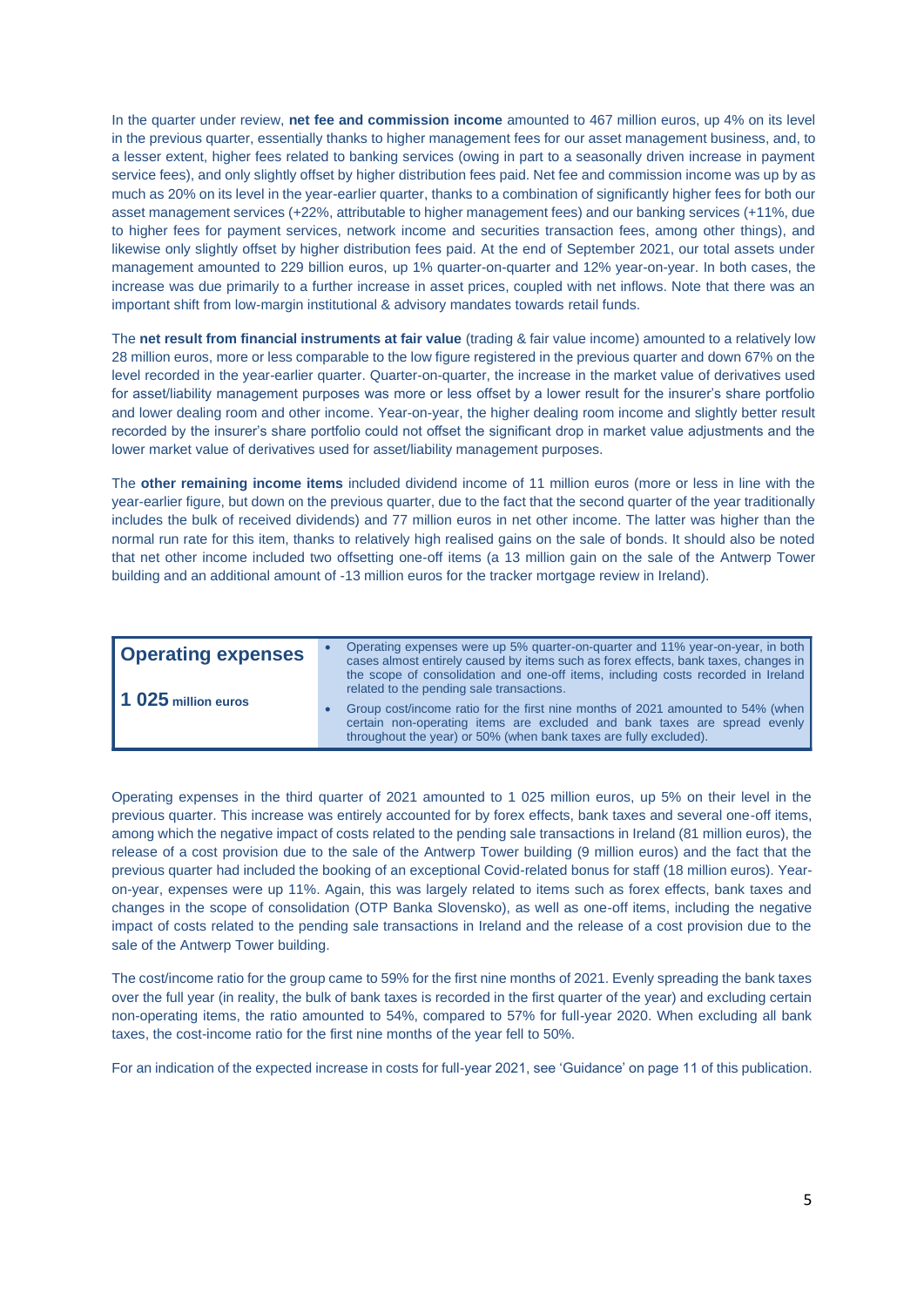In the quarter under review, **net fee and commission income** amounted to 467 million euros, up 4% on its level in the previous quarter, essentially thanks to higher management fees for our asset management business, and, to a lesser extent, higher fees related to banking services (owing in part to a seasonally driven increase in payment service fees), and only slightly offset by higher distribution fees paid. Net fee and commission income was up by as much as 20% on its level in the year-earlier quarter, thanks to a combination of significantly higher fees for both our asset management services (+22%, attributable to higher management fees) and our banking services (+11%, due to higher fees for payment services, network income and securities transaction fees, among other things), and likewise only slightly offset by higher distribution fees paid. At the end of September 2021, our total assets under management amounted to 229 billion euros, up 1% quarter-on-quarter and 12% year-on-year. In both cases, the increase was due primarily to a further increase in asset prices, coupled with net inflows. Note that there was an important shift from low-margin institutional & advisory mandates towards retail funds.

The **net result from financial instruments at fair value** (trading & fair value income) amounted to a relatively low 28 million euros, more or less comparable to the low figure registered in the previous quarter and down 67% on the level recorded in the year-earlier quarter. Quarter-on-quarter, the increase in the market value of derivatives used for asset/liability management purposes was more or less offset by a lower result for the insurer's share portfolio and lower dealing room and other income. Year-on-year, the higher dealing room income and slightly better result recorded by the insurer's share portfolio could not offset the significant drop in market value adjustments and the lower market value of derivatives used for asset/liability management purposes.

The **other remaining income items** included dividend income of 11 million euros (more or less in line with the year-earlier figure, but down on the previous quarter, due to the fact that the second quarter of the year traditionally includes the bulk of received dividends) and 77 million euros in net other income. The latter was higher than the normal run rate for this item, thanks to relatively high realised gains on the sale of bonds. It should also be noted that net other income included two offsetting one-off items (a 13 million gain on the sale of the Antwerp Tower building and an additional amount of -13 million euros for the tracker mortgage review in Ireland).

## Operating expenses

**1 025 million euros**

- Operating expenses were up 5% quarter-on-quarter and 11% year-on-year, in both cases almost entirely caused by items such as forex effects, bank taxes, changes in the scope of consolidation and one-off items, including costs recorded in Ireland related to the pending sale transactions.
- Group cost/income ratio for the first nine months of 2021 amounted to 54% (when certain non-operating items are excluded and bank taxes are spread evenly throughout the year) or 50% (when bank taxes are fully excluded).

Operating expenses in the third quarter of 2021 amounted to 1 025 million euros, up 5% on their level in the previous quarter. This increase was entirely accounted for by forex effects, bank taxes and several one-off items, among which the negative impact of costs related to the pending sale transactions in Ireland (81 million euros), the release of a cost provision due to the sale of the Antwerp Tower building (9 million euros) and the fact that the previous quarter had included the booking of an exceptional Covid-related bonus for staff (18 million euros). Year-on-year, expenses were up 11%. Again, this was largely related to items such as forex effects, bank taxes and changes in the scope of consolidation (OTP Banka Slovensko), as well as one-off items, including the negative impact of costs related to the pending sale transactions in Ireland and the release of a cost provision due to the sale of the Antwerp Tower building.

The cost/income ratio for the group came to 59% for the first nine months of 2021. Evenly spreading the bank taxes over the full year (in reality, the bulk of bank taxes is recorded in the first quarter of the year) and excluding certain non-operating items, the ratio amounted to 54%, compared to 57% for full-year 2020. When excluding all bank taxes, the cost-income ratio for the first nine months of the year fell to 50%.

For an indication of the expected increase in costs for full-year 2021, see 'Guidance' on page 11 of this publication.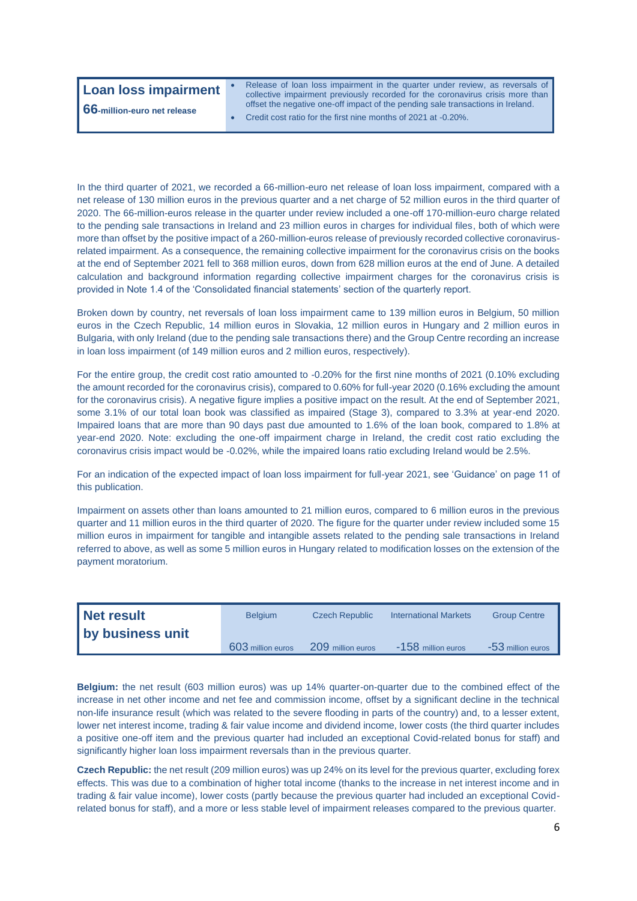| **Loan loss impairment** | |
|---|---|
| **66**-million-euro net release | • Release of loan loss impairment in the quarter under review, as reversals of collective impairment previously recorded for the coronavirus crisis more than offset the negative one-off impact of the pending sale transactions in Ireland. • Credit cost ratio for the first nine months of 2021 at -0.20%. |

In the third quarter of 2021, we recorded a 66-million-euro net release of loan loss impairment, compared with a net release of 130 million euros in the previous quarter and a net charge of 52 million euros in the third quarter of 2020. The 66-million-euros release in the quarter under review included a one-off 170-million-euro charge related to the pending sale transactions in Ireland and 23 million euros in charges for individual files, both of which were more than offset by the positive impact of a 260-million-euros release of previously recorded collective coronavirus-related impairment. As a consequence, the remaining collective impairment for the coronavirus crisis on the books at the end of September 2021 fell to 368 million euros, down from 628 million euros at the end of June. A detailed calculation and background information regarding collective impairment charges for the coronavirus crisis is provided in Note 1.4 of the 'Consolidated financial statements' section of the quarterly report.

Broken down by country, net reversals of loan loss impairment came to 139 million euros in Belgium, 50 million euros in the Czech Republic, 14 million euros in Slovakia, 12 million euros in Hungary and 2 million euros in Bulgaria, with only Ireland (due to the pending sale transactions there) and the Group Centre recording an increase in loan loss impairment (of 149 million euros and 2 million euros, respectively).

For the entire group, the credit cost ratio amounted to -0.20% for the first nine months of 2021 (0.10% excluding the amount recorded for the coronavirus crisis), compared to 0.60% for full-year 2020 (0.16% excluding the amount for the coronavirus crisis). A negative figure implies a positive impact on the result. At the end of September 2021, some 3.1% of our total loan book was classified as impaired (Stage 3), compared to 3.3% at year-end 2020. Impaired loans that are more than 90 days past due amounted to 1.6% of the loan book, compared to 1.8% at year-end 2020. Note: excluding the one-off impairment charge in Ireland, the credit cost ratio excluding the coronavirus crisis impact would be -0.02%, while the impaired loans ratio excluding Ireland would be 2.5%.

For an indication of the expected impact of loan loss impairment for full-year 2021, see 'Guidance' on page 11 of this publication.

Impairment on assets other than loans amounted to 21 million euros, compared to 6 million euros in the previous quarter and 11 million euros in the third quarter of 2020. The figure for the quarter under review included some 15 million euros in impairment for tangible and intangible assets related to the pending sale transactions in Ireland referred to above, as well as some 5 million euros in Hungary related to modification losses on the extension of the payment moratorium.

| **Net result by business unit** | Belgium | Czech Republic | International Markets | Group Centre |
|---|---|---|---|---|
| | 603 million euros | 209 million euros | -158 million euros | -53 million euros |

**Belgium:** the net result (603 million euros) was up 14% quarter-on-quarter due to the combined effect of the increase in net other income and net fee and commission income, offset by a significant decline in the technical non-life insurance result (which was related to the severe flooding in parts of the country) and, to a lesser extent, lower net interest income, trading & fair value income and dividend income, lower costs (the third quarter includes a positive one-off item and the previous quarter had included an exceptional Covid-related bonus for staff) and significantly higher loan loss impairment reversals than in the previous quarter.

**Czech Republic:** the net result (209 million euros) was up 24% on its level for the previous quarter, excluding forex effects. This was due to a combination of higher total income (thanks to the increase in net interest income and in trading & fair value income), lower costs (partly because the previous quarter had included an exceptional Covid-related bonus for staff), and a more or less stable level of impairment releases compared to the previous quarter.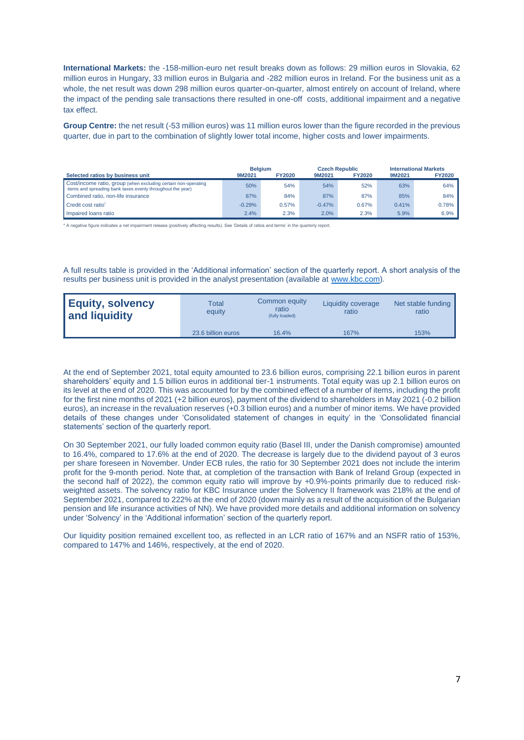**International Markets:** the -158-million-euro net result breaks down as follows: 29 million euros in Slovakia, 62 million euros in Hungary, 33 million euros in Bulgaria and -282 million euros in Ireland. For the business unit as a whole, the net result was down 298 million euros quarter-on-quarter, almost entirely on account of Ireland, where the impact of the pending sale transactions there resulted in one-off costs, additional impairment and a negative tax effect.

**Group Centre:** the net result (-53 million euros) was 11 million euros lower than the figure recorded in the previous quarter, due in part to the combination of slightly lower total income, higher costs and lower impairments.

| Selected ratios by business unit | Belgium | | Czech Republic | | International Markets | |
|---|---|---|---|---|---|---|
| | 9M2021 | FY2020 | 9M2021 | FY2020 | 9M2021 | FY2020 |
| Cost/income ratio, group (when excluding certain non-operating items and spreading bank taxes evenly throughout the year) | 50% | 54% | 54% | 52% | 63% | 64% |
| Combined ratio, non-life insurance | 87% | 84% | 87% | 87% | 85% | 84% |
| Credit cost ratio* | -0.29% | 0.57% | -0.47% | 0.67% | 0.41% | 0.78% |
| Impaired loans ratio | 2.4% | 2.3% | 2.0% | 2.3% | 5.9% | 6.9% |

\* A negative figure indicates a net impairment release (positively affecting results). See 'Details of ratios and terms' in the quarterly report.

A full results table is provided in the 'Additional information' section of the quarterly report. A short analysis of the results per business unit is provided in the analyst presentation (available at www.kbc.com).

| Equity, solvency and liquidity | Total equity | Common equity ratio (fully loaded) | Liquidity coverage ratio | Net stable funding ratio |
|---|---|---|---|---|
| | 23.6 billion euros | 16.4% | 167% | 153% |

At the end of September 2021, total equity amounted to 23.6 billion euros, comprising 22.1 billion euros in parent shareholders' equity and 1.5 billion euros in additional tier-1 instruments. Total equity was up 2.1 billion euros on its level at the end of 2020. This was accounted for by the combined effect of a number of items, including the profit for the first nine months of 2021 (+2 billion euros), payment of the dividend to shareholders in May 2021 (-0.2 billion euros), an increase in the revaluation reserves (+0.3 billion euros) and a number of minor items. We have provided details of these changes under 'Consolidated statement of changes in equity' in the 'Consolidated financial statements' section of the quarterly report.

On 30 September 2021, our fully loaded common equity ratio (Basel III, under the Danish compromise) amounted to 16.4%, compared to 17.6% at the end of 2020. The decrease is largely due to the dividend payout of 3 euros per share foreseen in November. Under ECB rules, the ratio for 30 September 2021 does not include the interim profit for the 9-month period. Note that, at completion of the transaction with Bank of Ireland Group (expected in the second half of 2022), the common equity ratio will improve by +0.9%-points primarily due to reduced risk-weighted assets. The solvency ratio for KBC Insurance under the Solvency II framework was 218% at the end of September 2021, compared to 222% at the end of 2020 (down mainly as a result of the acquisition of the Bulgarian pension and life insurance activities of NN). We have provided more details and additional information on solvency under 'Solvency' in the 'Additional information' section of the quarterly report.

Our liquidity position remained excellent too, as reflected in an LCR ratio of 167% and an NSFR ratio of 153%, compared to 147% and 146%, respectively, at the end of 2020.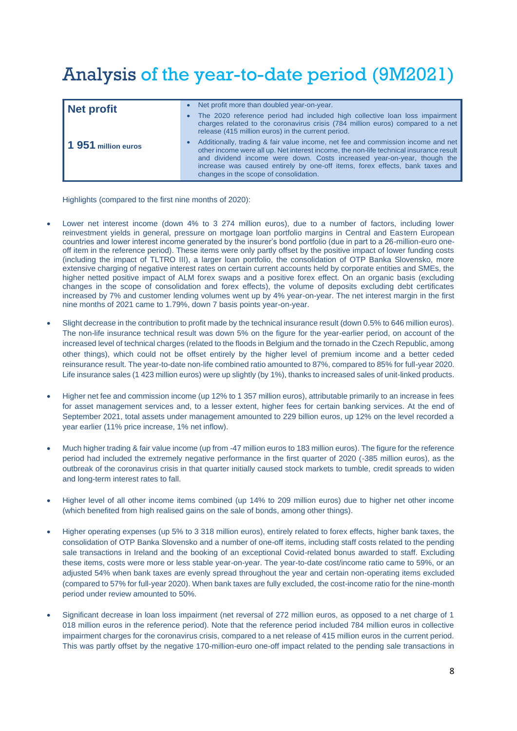# Analysis of the year-to-date period (9M2021)

| Net profit | |
|---|---|
| **1 951 million euros** | • Net profit more than doubled year-on-year.<br>• The 2020 reference period had included high collective loan loss impairment charges related to the coronavirus crisis (784 million euros) compared to a net release (415 million euros) in the current period.<br>• Additionally, trading & fair value income, net fee and commission income and net other income were all up. Net interest income, the non-life technical insurance result and dividend income were down. Costs increased year-on-year, though the increase was caused entirely by one-off items, forex effects, bank taxes and changes in the scope of consolidation. |

Highlights (compared to the first nine months of 2020):

- Lower net interest income (down 4% to 3 274 million euros), due to a number of factors, including lower reinvestment yields in general, pressure on mortgage loan portfolio margins in Central and Eastern European countries and lower interest income generated by the insurer's bond portfolio (due in part to a 26-million-euro one-off item in the reference period). These items were only partly offset by the positive impact of lower funding costs (including the impact of TLTRO III), a larger loan portfolio, the consolidation of OTP Banka Slovensko, more extensive charging of negative interest rates on certain current accounts held by corporate entities and SMEs, the higher netted positive impact of ALM forex swaps and a positive forex effect. On an organic basis (excluding changes in the scope of consolidation and forex effects), the volume of deposits excluding debt certificates increased by 7% and customer lending volumes went up by 4% year-on-year. The net interest margin in the first nine months of 2021 came to 1.79%, down 7 basis points year-on-year.

- Slight decrease in the contribution to profit made by the technical insurance result (down 0.5% to 646 million euros). The non-life insurance technical result was down 5% on the figure for the year-earlier period, on account of the increased level of technical charges (related to the floods in Belgium and the tornado in the Czech Republic, among other things), which could not be offset entirely by the higher level of premium income and a better ceded reinsurance result. The year-to-date non-life combined ratio amounted to 87%, compared to 85% for full-year 2020. Life insurance sales (1 423 million euros) were up slightly (by 1%), thanks to increased sales of unit-linked products.

- Higher net fee and commission income (up 12% to 1 357 million euros), attributable primarily to an increase in fees for asset management services and, to a lesser extent, higher fees for certain banking services. At the end of September 2021, total assets under management amounted to 229 billion euros, up 12% on the level recorded a year earlier (11% price increase, 1% net inflow).

- Much higher trading & fair value income (up from -47 million euros to 183 million euros). The figure for the reference period had included the extremely negative performance in the first quarter of 2020 (-385 million euros), as the outbreak of the coronavirus crisis in that quarter initially caused stock markets to tumble, credit spreads to widen and long-term interest rates to fall.

- Higher level of all other income items combined (up 14% to 209 million euros) due to higher net other income (which benefited from high realised gains on the sale of bonds, among other things).

- Higher operating expenses (up 5% to 3 318 million euros), entirely related to forex effects, higher bank taxes, the consolidation of OTP Banka Slovensko and a number of one-off items, including staff costs related to the pending sale transactions in Ireland and the booking of an exceptional Covid-related bonus awarded to staff. Excluding these items, costs were more or less stable year-on-year. The year-to-date cost/income ratio came to 59%, or an adjusted 54% when bank taxes are evenly spread throughout the year and certain non-operating items excluded (compared to 57% for full-year 2020). When bank taxes are fully excluded, the cost-income ratio for the nine-month period under review amounted to 50%.

- Significant decrease in loan loss impairment (net reversal of 272 million euros, as opposed to a net charge of 1 018 million euros in the reference period). Note that the reference period included 784 million euros in collective impairment charges for the coronavirus crisis, compared to a net release of 415 million euros in the current period. This was partly offset by the negative 170-million-euro one-off impact related to the pending sale transactions in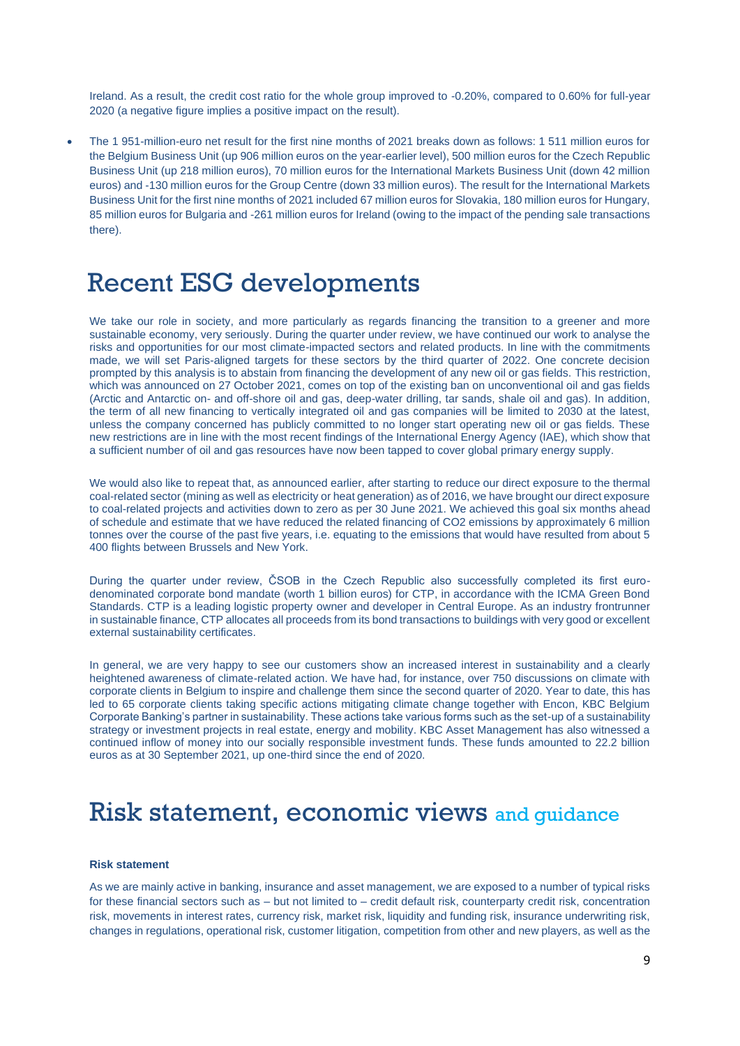Ireland. As a result, the credit cost ratio for the whole group improved to -0.20%, compared to 0.60% for full-year 2020 (a negative figure implies a positive impact on the result).

- The 1 951-million-euro net result for the first nine months of 2021 breaks down as follows: 1 511 million euros for the Belgium Business Unit (up 906 million euros on the year-earlier level), 500 million euros for the Czech Republic Business Unit (up 218 million euros), 70 million euros for the International Markets Business Unit (down 42 million euros) and -130 million euros for the Group Centre (down 33 million euros). The result for the International Markets Business Unit for the first nine months of 2021 included 67 million euros for Slovakia, 180 million euros for Hungary, 85 million euros for Bulgaria and -261 million euros for Ireland (owing to the impact of the pending sale transactions there).

# Recent ESG developments

We take our role in society, and more particularly as regards financing the transition to a greener and more sustainable economy, very seriously. During the quarter under review, we have continued our work to analyse the risks and opportunities for our most climate-impacted sectors and related products. In line with the commitments made, we will set Paris-aligned targets for these sectors by the third quarter of 2022. One concrete decision prompted by this analysis is to abstain from financing the development of any new oil or gas fields. This restriction, which was announced on 27 October 2021, comes on top of the existing ban on unconventional oil and gas fields (Arctic and Antarctic on- and off-shore oil and gas, deep-water drilling, tar sands, shale oil and gas). In addition, the term of all new financing to vertically integrated oil and gas companies will be limited to 2030 at the latest, unless the company concerned has publicly committed to no longer start operating new oil or gas fields. These new restrictions are in line with the most recent findings of the International Energy Agency (IAE), which show that a sufficient number of oil and gas resources have now been tapped to cover global primary energy supply.

We would also like to repeat that, as announced earlier, after starting to reduce our direct exposure to the thermal coal-related sector (mining as well as electricity or heat generation) as of 2016, we have brought our direct exposure to coal-related projects and activities down to zero as per 30 June 2021. We achieved this goal six months ahead of schedule and estimate that we have reduced the related financing of $CO_2$ emissions by approximately 6 million tonnes over the course of the past five years, i.e. equating to the emissions that would have resulted from about 5 400 flights between Brussels and New York.

During the quarter under review, ČSOB in the Czech Republic also successfully completed its first euro-denominated corporate bond mandate (worth 1 billion euros) for CTP, in accordance with the ICMA Green Bond Standards. CTP is a leading logistic property owner and developer in Central Europe. As an industry frontrunner in sustainable finance, CTP allocates all proceeds from its bond transactions to buildings with very good or excellent external sustainability certificates.

In general, we are very happy to see our customers show an increased interest in sustainability and a clearly heightened awareness of climate-related action. We have had, for instance, over 750 discussions on climate with corporate clients in Belgium to inspire and challenge them since the second quarter of 2020. Year to date, this has led to 65 corporate clients taking specific actions mitigating climate change together with Encon, KBC Belgium Corporate Banking's partner in sustainability. These actions take various forms such as the set-up of a sustainability strategy or investment projects in real estate, energy and mobility. KBC Asset Management has also witnessed a continued inflow of money into our socially responsible investment funds. These funds amounted to 22.2 billion euros as at 30 September 2021, up one-third since the end of 2020.

# Risk statement, economic views and guidance

**Risk statement**

As we are mainly active in banking, insurance and asset management, we are exposed to a number of typical risks for these financial sectors such as – but not limited to – credit default risk, counterparty credit risk, concentration risk, movements in interest rates, currency risk, market risk, liquidity and funding risk, insurance underwriting risk, changes in regulations, operational risk, customer litigation, competition from other and new players, as well as the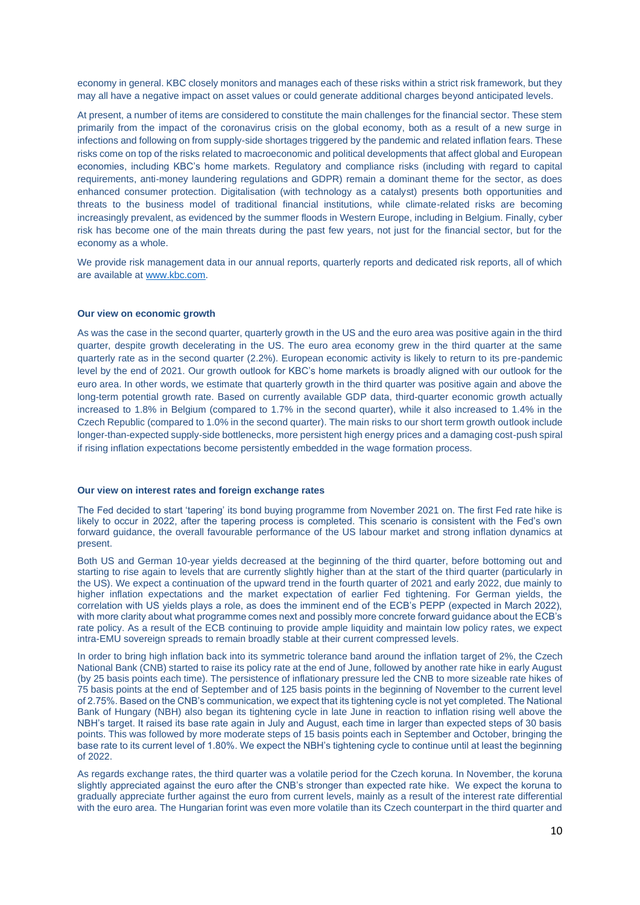economy in general. KBC closely monitors and manages each of these risks within a strict risk framework, but they may all have a negative impact on asset values or could generate additional charges beyond anticipated levels.

At present, a number of items are considered to constitute the main challenges for the financial sector. These stem primarily from the impact of the coronavirus crisis on the global economy, both as a result of a new surge in infections and following on from supply-side shortages triggered by the pandemic and related inflation fears. These risks come on top of the risks related to macroeconomic and political developments that affect global and European economies, including KBC's home markets. Regulatory and compliance risks (including with regard to capital requirements, anti-money laundering regulations and GDPR) remain a dominant theme for the sector, as does enhanced consumer protection. Digitalisation (with technology as a catalyst) presents both opportunities and threats to the business model of traditional financial institutions, while climate-related risks are becoming increasingly prevalent, as evidenced by the summer floods in Western Europe, including in Belgium. Finally, cyber risk has become one of the main threats during the past few years, not just for the financial sector, but for the economy as a whole.

We provide risk management data in our annual reports, quarterly reports and dedicated risk reports, all of which are available at www.kbc.com.

**Our view on economic growth**

As was the case in the second quarter, quarterly growth in the US and the euro area was positive again in the third quarter, despite growth decelerating in the US. The euro area economy grew in the third quarter at the same quarterly rate as in the second quarter (2.2%). European economic activity is likely to return to its pre-pandemic level by the end of 2021. Our growth outlook for KBC's home markets is broadly aligned with our outlook for the euro area. In other words, we estimate that quarterly growth in the third quarter was positive again and above the long-term potential growth rate. Based on currently available GDP data, third-quarter economic growth actually increased to 1.8% in Belgium (compared to 1.7% in the second quarter), while it also increased to 1.4% in the Czech Republic (compared to 1.0% in the second quarter). The main risks to our short term growth outlook include longer-than-expected supply-side bottlenecks, more persistent high energy prices and a damaging cost-push spiral if rising inflation expectations become persistently embedded in the wage formation process.

**Our view on interest rates and foreign exchange rates**

The Fed decided to start 'tapering' its bond buying programme from November 2021 on. The first Fed rate hike is likely to occur in 2022, after the tapering process is completed. This scenario is consistent with the Fed's own forward guidance, the overall favourable performance of the US labour market and strong inflation dynamics at present.

Both US and German 10-year yields decreased at the beginning of the third quarter, before bottoming out and starting to rise again to levels that are currently slightly higher than at the start of the third quarter (particularly in the US). We expect a continuation of the upward trend in the fourth quarter of 2021 and early 2022, due mainly to higher inflation expectations and the market expectation of earlier Fed tightening. For German yields, the correlation with US yields plays a role, as does the imminent end of the ECB's PEPP (expected in March 2022), with more clarity about what programme comes next and possibly more concrete forward guidance about the ECB's rate policy. As a result of the ECB continuing to provide ample liquidity and maintain low policy rates, we expect intra-EMU sovereign spreads to remain broadly stable at their current compressed levels.

In order to bring high inflation back into its symmetric tolerance band around the inflation target of 2%, the Czech National Bank (CNB) started to raise its policy rate at the end of June, followed by another rate hike in early August (by 25 basis points each time). The persistence of inflationary pressure led the CNB to more sizeable rate hikes of 75 basis points at the end of September and of 125 basis points in the beginning of November to the current level of 2.75%. Based on the CNB's communication, we expect that its tightening cycle is not yet completed. The National Bank of Hungary (NBH) also began its tightening cycle in late June in reaction to inflation rising well above the NBH's target. It raised its base rate again in July and August, each time in larger than expected steps of 30 basis points. This was followed by more moderate steps of 15 basis points each in September and October, bringing the base rate to its current level of 1.80%. We expect the NBH's tightening cycle to continue until at least the beginning of 2022.

As regards exchange rates, the third quarter was a volatile period for the Czech koruna. In November, the koruna slightly appreciated against the euro after the CNB's stronger than expected rate hike. We expect the koruna to gradually appreciate further against the euro from current levels, mainly as a result of the interest rate differential with the euro area. The Hungarian forint was even more volatile than its Czech counterpart in the third quarter and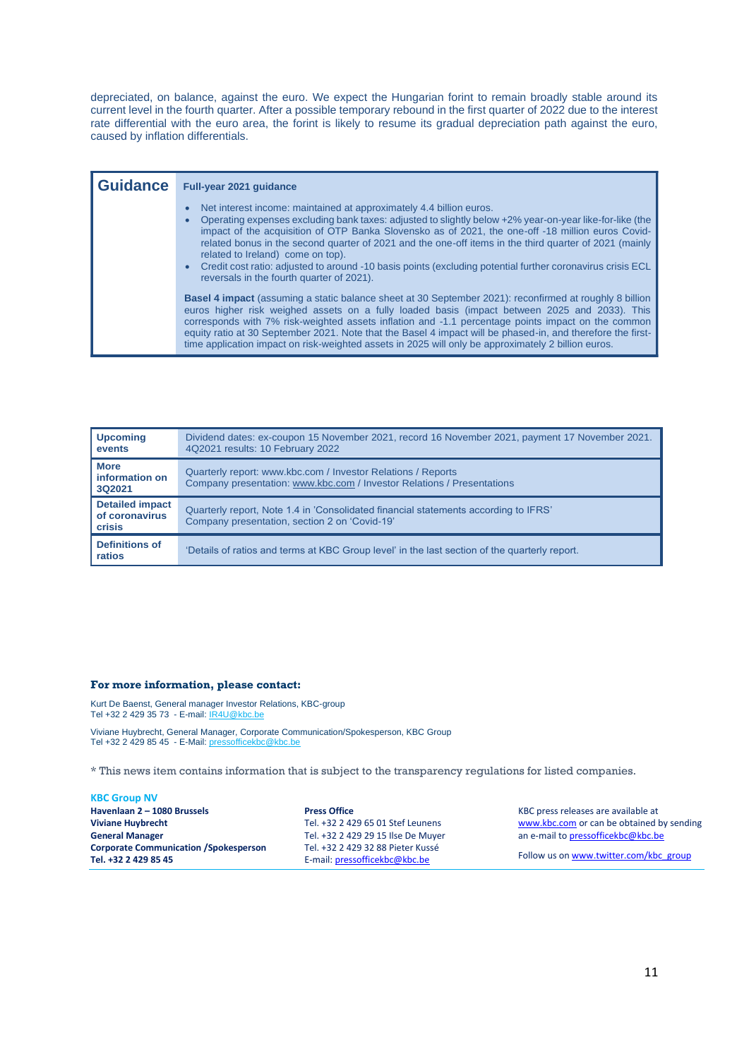depreciated, on balance, against the euro. We expect the Hungarian forint to remain broadly stable around its current level in the fourth quarter. After a possible temporary rebound in the first quarter of 2022 due to the interest rate differential with the euro area, the forint is likely to resume its gradual depreciation path against the euro, caused by inflation differentials.

## Guidance

**Full-year 2021 guidance**

- Net interest income: maintained at approximately 4.4 billion euros.
- Operating expenses excluding bank taxes: adjusted to slightly below +2% year-on-year like-for-like (the impact of the acquisition of OTP Banka Slovensko as of 2021, the one-off -18 million euros Covid-related bonus in the second quarter of 2021 and the one-off items in the third quarter of 2021 (mainly related to Ireland) come on top).
- Credit cost ratio: adjusted to around -10 basis points (excluding potential further coronavirus crisis ECL reversals in the fourth quarter of 2021).

**Basel 4 impact** (assuming a static balance sheet at 30 September 2021): reconfirmed at roughly 8 billion euros higher risk weighted assets on a fully loaded basis (impact between 2025 and 2033). This corresponds with 7% risk-weighted assets inflation and -1.1 percentage points impact on the common equity ratio at 30 September 2021. Note that the Basel 4 impact will be phased-in, and therefore the first-time application impact on risk-weighted assets in 2025 will only be approximately 2 billion euros.

| | |
|---|---|
| **Upcoming events** | Dividend dates: ex-coupon 15 November 2021, record 16 November 2021, payment 17 November 2021.<br>4Q2021 results: 10 February 2022 |
| **More information on 3Q2021** | Quarterly report: www.kbc.com / Investor Relations / Reports<br>Company presentation: www.kbc.com / Investor Relations / Presentations |
| **Detailed impact of coronavirus crisis** | Quarterly report, Note 1.4 in 'Consolidated financial statements according to IFRS'<br>Company presentation, section 2 on 'Covid-19' |
| **Definitions of ratios** | 'Details of ratios and terms at KBC Group level' in the last section of the quarterly report. |

**For more information, please contact:**

Kurt De Baenst, General manager Investor Relations, KBC-group
Tel +32 2 429 35 73 - E-mail: IR4U@kbc.be

Viviane Huybrecht, General Manager, Corporate Communication/Spokesperson, KBC Group
Tel +32 2 429 85 45 - E-Mail: pressofficekbc@kbc.be

* This news item contains information that is subject to the transparency regulations for listed companies.

**KBC Group NV**
**Havenlaan 2 – 1080 Brussels**
**Viviane Huybrecht**
**General Manager**
**Corporate Communication /Spokesperson**
**Tel. +32 2 429 85 45**

**Press Office**
Tel. +32 2 429 65 01 Stef Leunens
Tel. +32 2 429 29 15 Ilse De Muyer
Tel. +32 2 429 32 88 Pieter Kussé
E-mail: pressofficekbc@kbc.be

KBC press releases are available at www.kbc.com or can be obtained by sending an e-mail to pressofficekbc@kbc.be

Follow us on www.twitter.com/kbc_group